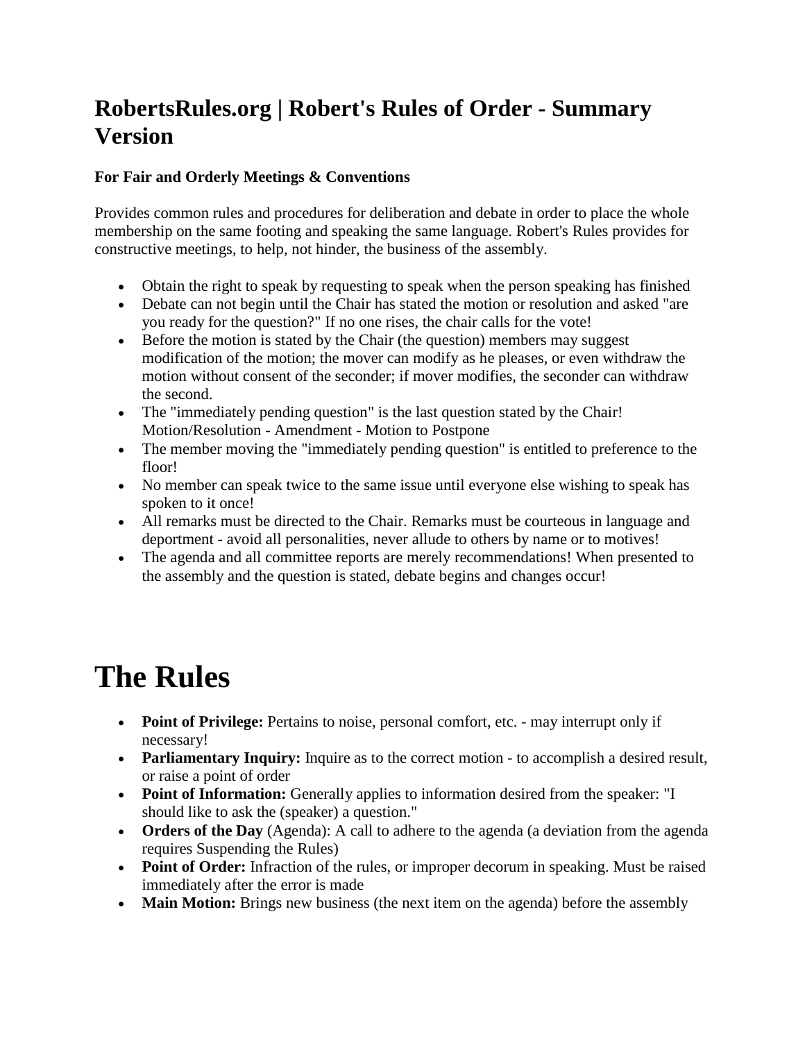## RobertsRules.org | Robert's Rules of Order - Summary Version

**For Fair and Orderly Meetings & Conventions**

Provides common rules and procedures for deliberation and debate in order to place the whole membership on the same footing and speaking the same language. Robert's Rules provides for constructive meetings, to help, not hinder, the business of the assembly.

- Obtain the right to speak by requesting to speak when the person speaking has finished
- Debate can not begin until the Chair has stated the motion or resolution and asked "are you ready for the question?" If no one rises, the chair calls for the vote!
- Before the motion is stated by the Chair (the question) members may suggest modification of the motion; the mover can modify as he pleases, or even withdraw the motion without consent of the seconder; if mover modifies, the seconder can withdraw the second.
- The "immediately pending question" is the last question stated by the Chair! Motion/Resolution - Amendment - Motion to Postpone
- The member moving the "immediately pending question" is entitled to preference to the floor!
- No member can speak twice to the same issue until everyone else wishing to speak has spoken to it once!
- All remarks must be directed to the Chair. Remarks must be courteous in language and deportment - avoid all personalities, never allude to others by name or to motives!
- The agenda and all committee reports are merely recommendations! When presented to the assembly and the question is stated, debate begins and changes occur!

# The Rules

- **Point of Privilege:** Pertains to noise, personal comfort, etc. - may interrupt only if necessary!
- **Parliamentary Inquiry:** Inquire as to the correct motion - to accomplish a desired result, or raise a point of order
- **Point of Information:** Generally applies to information desired from the speaker: "I should like to ask the (speaker) a question."
- **Orders of the Day** (Agenda): A call to adhere to the agenda (a deviation from the agenda requires Suspending the Rules)
- **Point of Order:** Infraction of the rules, or improper decorum in speaking. Must be raised immediately after the error is made
- **Main Motion:** Brings new business (the next item on the agenda) before the assembly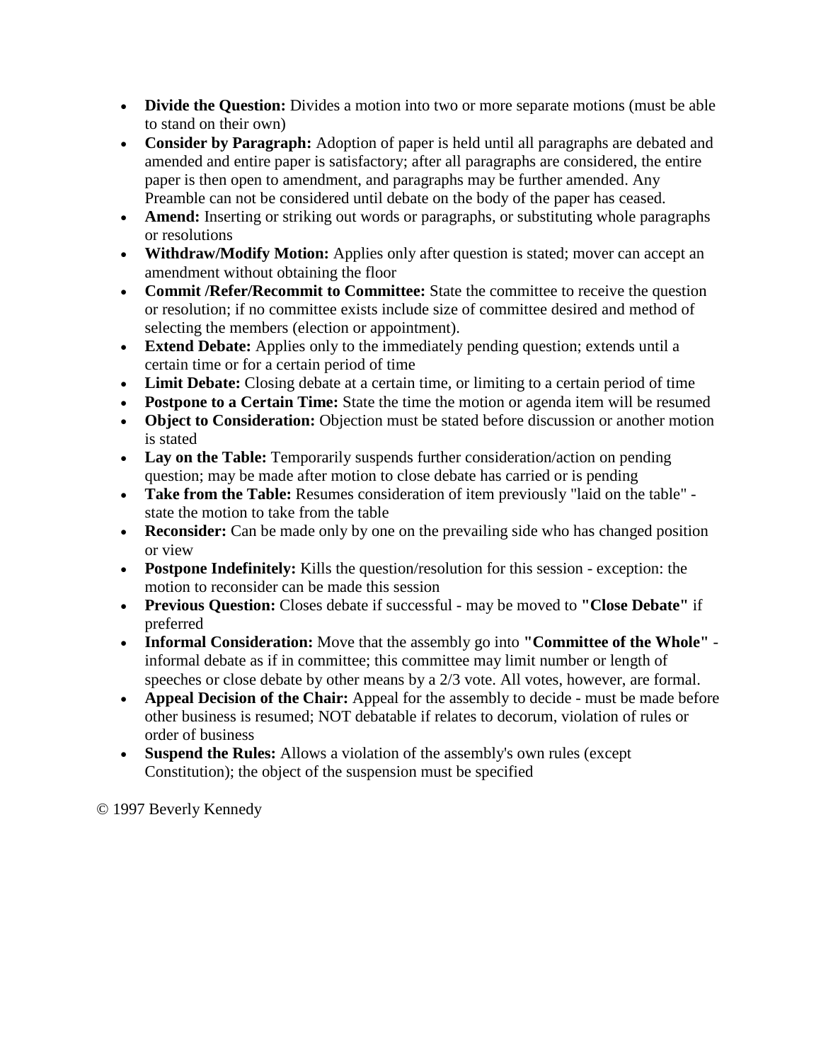- **Divide the Question:** Divides a motion into two or more separate motions (must be able to stand on their own)
- **Consider by Paragraph:** Adoption of paper is held until all paragraphs are debated and amended and entire paper is satisfactory; after all paragraphs are considered, the entire paper is then open to amendment, and paragraphs may be further amended. Any Preamble can not be considered until debate on the body of the paper has ceased.
- **Amend:** Inserting or striking out words or paragraphs, or substituting whole paragraphs or resolutions
- **Withdraw/Modify Motion:** Applies only after question is stated; mover can accept an amendment without obtaining the floor
- **Commit /Refer/Recommit to Committee:** State the committee to receive the question or resolution; if no committee exists include size of committee desired and method of selecting the members (election or appointment).
- **Extend Debate:** Applies only to the immediately pending question; extends until a certain time or for a certain period of time
- **Limit Debate:** Closing debate at a certain time, or limiting to a certain period of time
- **Postpone to a Certain Time:** State the time the motion or agenda item will be resumed
- **Object to Consideration:** Objection must be stated before discussion or another motion is stated
- **Lay on the Table:** Temporarily suspends further consideration/action on pending question; may be made after motion to close debate has carried or is pending
- **Take from the Table:** Resumes consideration of item previously "laid on the table" - state the motion to take from the table
- **Reconsider:** Can be made only by one on the prevailing side who has changed position or view
- **Postpone Indefinitely:** Kills the question/resolution for this session - exception: the motion to reconsider can be made this session
- **Previous Question:** Closes debate if successful - may be moved to **"Close Debate"** if preferred
- **Informal Consideration:** Move that the assembly go into **"Committee of the Whole"** - informal debate as if in committee; this committee may limit number or length of speeches or close debate by other means by a 2/3 vote. All votes, however, are formal.
- **Appeal Decision of the Chair:** Appeal for the assembly to decide - must be made before other business is resumed; NOT debatable if relates to decorum, violation of rules or order of business
- **Suspend the Rules:** Allows a violation of the assembly's own rules (except Constitution); the object of the suspension must be specified

© 1997 Beverly Kennedy